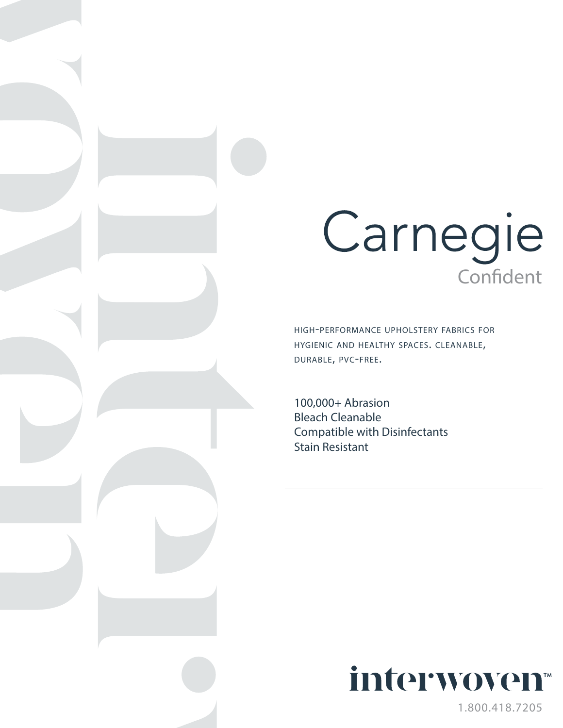# Carnegie

## Confident

HIGH-PERFORMANCE UPHOLSTERY FABRICS FOR HYGIENIC AND HEALTHY SPACES. CLEANABLE, DURABLE, PVC-FREE.

100,000+ Abrasion
Bleach Cleanable
Compatible with Disinfectants
Stain Resistant

---

interwoven™

1.800.418.7205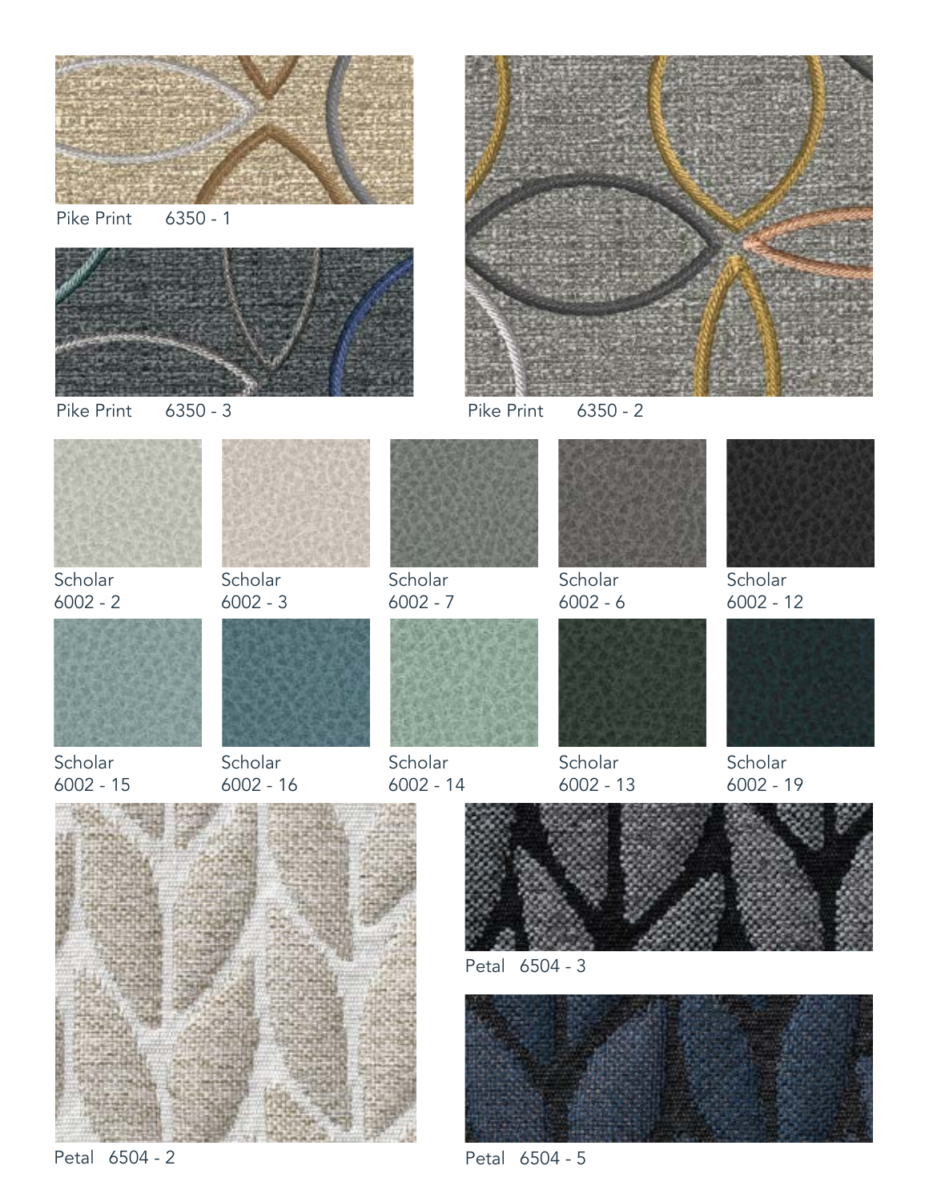Pike Print 6350 - 1

Pike Print 6350 - 3

Pike Print 6350 - 2

Scholar
6002 - 2

Scholar
6002 - 3

Scholar
6002 - 7

Scholar
6002 - 6

Scholar
6002 - 12

Scholar
6002 - 15

Scholar
6002 - 16

Scholar
6002 - 14

Scholar
6002 - 13

Scholar
6002 - 19

Petal 6504 - 2

Petal 6504 - 3

Petal 6504 - 5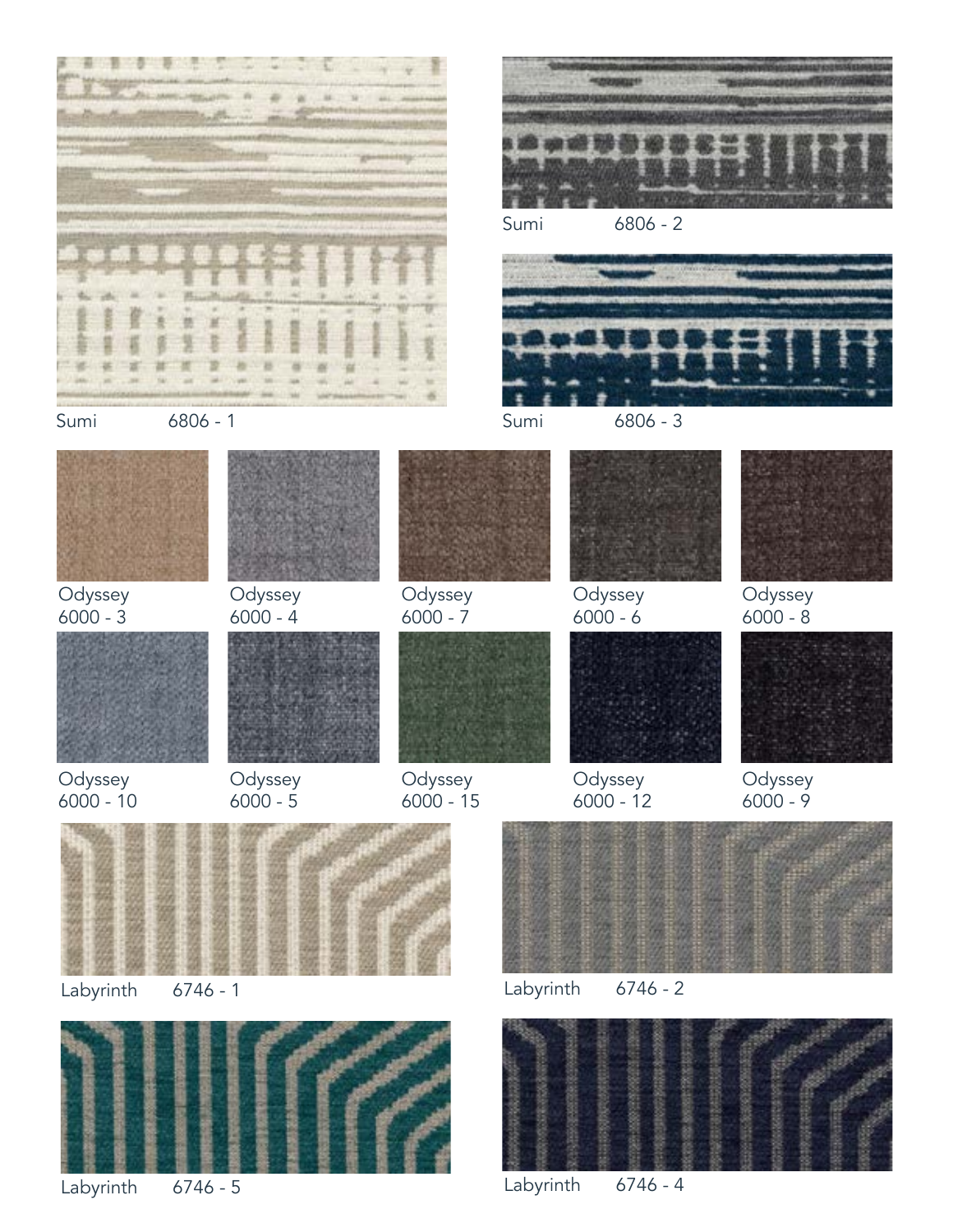Sumi 6806 - 1

Sumi 6806 - 2

Sumi 6806 - 3

Odyssey 6000 - 3

Odyssey 6000 - 4

Odyssey 6000 - 7

Odyssey 6000 - 6

Odyssey 6000 - 8

Odyssey 6000 - 10

Odyssey 6000 - 5

Odyssey 6000 - 15

Odyssey 6000 - 12

Odyssey 6000 - 9

Labyrinth 6746 - 1

Labyrinth 6746 - 2

Labyrinth 6746 - 5

Labyrinth 6746 - 4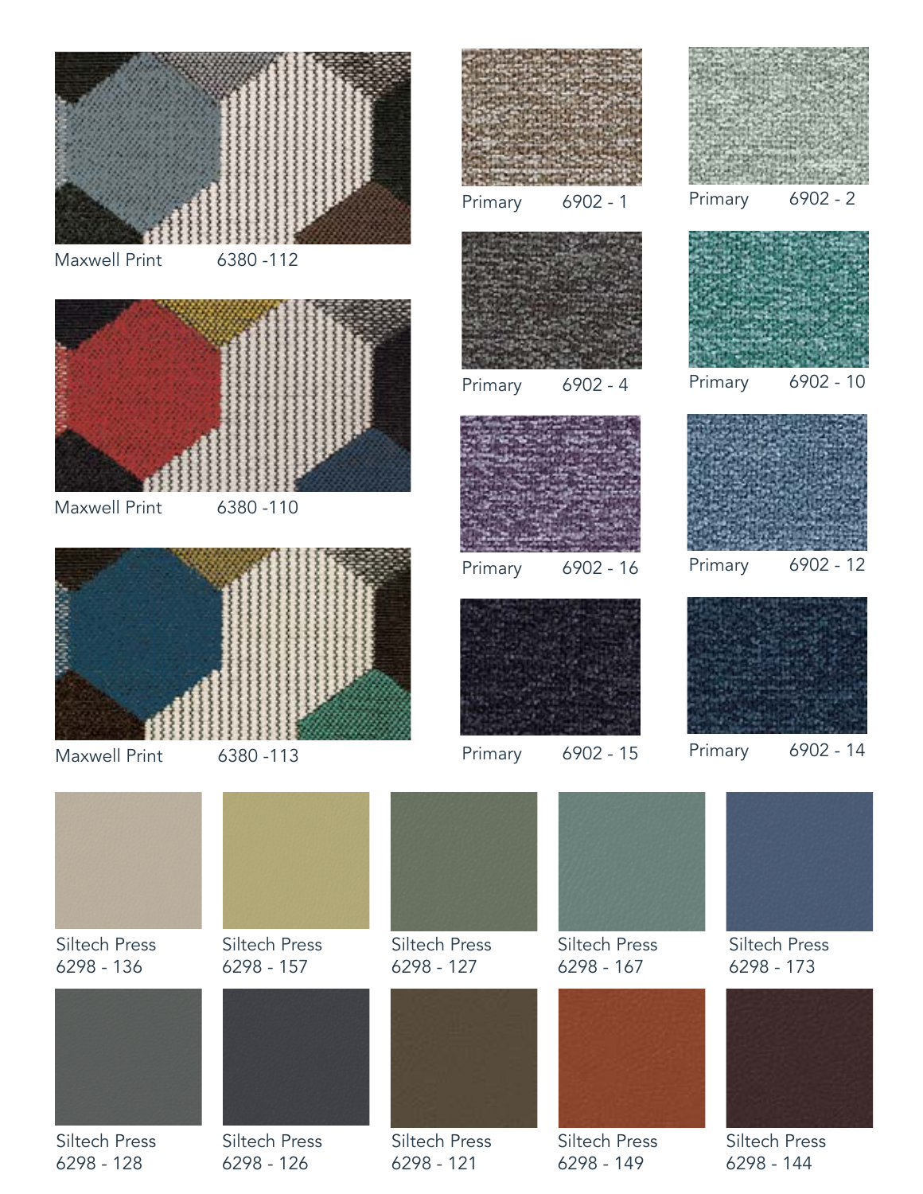Maxwell Print 6380 -112

Maxwell Print 6380 -110

Maxwell Print 6380 -113

Primary 6902 - 1

Primary 6902 - 2

Primary 6902 - 4

Primary 6902 - 10

Primary 6902 - 16

Primary 6902 - 12

Primary 6902 - 15

Primary 6902 - 14

Siltech Press 6298 - 136

Siltech Press 6298 - 157

Siltech Press 6298 - 127

Siltech Press 6298 - 167

Siltech Press 6298 - 173

Siltech Press 6298 - 128

Siltech Press 6298 - 126

Siltech Press 6298 - 121

Siltech Press 6298 - 149

Siltech Press 6298 - 144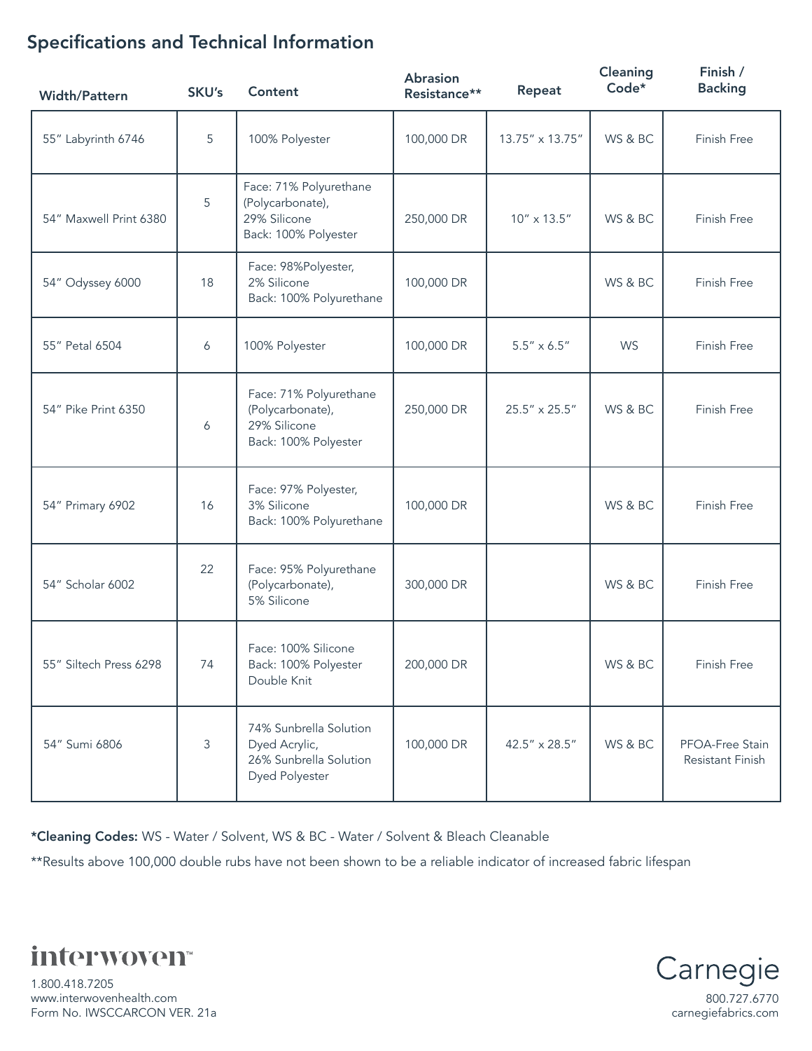## Specifications and Technical Information

| Width/Pattern | SKU's | Content | Abrasion Resistance** | Repeat | Cleaning Code* | Finish / Backing |
|---|---|---|---|---|---|---|
| 55" Labyrinth 6746 | 5 | 100% Polyester | 100,000 DR | 13.75" x 13.75" | WS & BC | Finish Free |
| 54" Maxwell Print 6380 | 5 | Face: 71% Polyurethane (Polycarbonate), 29% Silicone Back: 100% Polyester | 250,000 DR | 10" x 13.5" | WS & BC | Finish Free |
| 54" Odyssey 6000 | 18 | Face: 98%Polyester, 2% Silicone Back: 100% Polyurethane | 100,000 DR | | WS & BC | Finish Free |
| 55" Petal 6504 | 6 | 100% Polyester | 100,000 DR | 5.5" x 6.5" | WS | Finish Free |
| 54" Pike Print 6350 | 6 | Face: 71% Polyurethane (Polycarbonate), 29% Silicone Back: 100% Polyester | 250,000 DR | 25.5" x 25.5" | WS & BC | Finish Free |
| 54" Primary 6902 | 16 | Face: 97% Polyester, 3% Silicone Back: 100% Polyurethane | 100,000 DR | | WS & BC | Finish Free |
| 54" Scholar 6002 | 22 | Face: 95% Polyurethane (Polycarbonate), 5% Silicone | 300,000 DR | | WS & BC | Finish Free |
| 55" Siltech Press 6298 | 74 | Face: 100% Silicone Back: 100% Polyester Double Knit | 200,000 DR | | WS & BC | Finish Free |
| 54" Sumi 6806 | 3 | 74% Sunbrella Solution Dyed Acrylic, 26% Sunbrella Solution Dyed Polyester | 100,000 DR | 42.5" x 28.5" | WS & BC | PFOA-Free Stain Resistant Finish |

**\*Cleaning Codes:** WS - Water / Solvent, WS & BC - Water / Solvent & Bleach Cleanable

\*\*Results above 100,000 double rubs have not been shown to be a reliable indicator of increased fabric lifespan

interwoven™

1.800.418.7205
www.interwovenhealth.com
Form No. IWSCCARCON VER. 21a

Carnegie

800.727.6770
carnegiefabrics.com